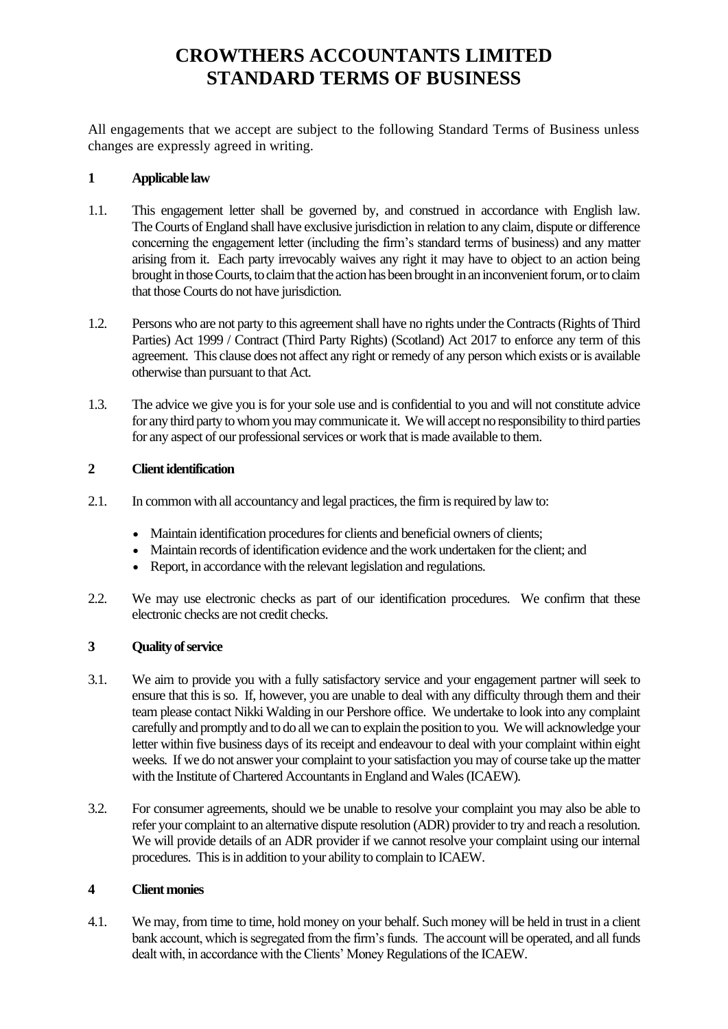# CROWTHERS ACCOUNTANTS LIMITED
# STANDARD TERMS OF BUSINESS

All engagements that we accept are subject to the following Standard Terms of Business unless changes are expressly agreed in writing.

## 1 Applicable law

1.1. This engagement letter shall be governed by, and construed in accordance with English law. The Courts of England shall have exclusive jurisdiction in relation to any claim, dispute or difference concerning the engagement letter (including the firm's standard terms of business) and any matter arising from it. Each party irrevocably waives any right it may have to object to an action being brought in those Courts, to claim that the action has been brought in an inconvenient forum, or to claim that those Courts do not have jurisdiction.

1.2. Persons who are not party to this agreement shall have no rights under the Contracts (Rights of Third Parties) Act 1999 / Contract (Third Party Rights) (Scotland) Act 2017 to enforce any term of this agreement. This clause does not affect any right or remedy of any person which exists or is available otherwise than pursuant to that Act.

1.3. The advice we give you is for your sole use and is confidential to you and will not constitute advice for any third party to whom you may communicate it. We will accept no responsibility to third parties for any aspect of our professional services or work that is made available to them.

## 2 Client identification

2.1. In common with all accountancy and legal practices, the firm is required by law to:

- Maintain identification procedures for clients and beneficial owners of clients;
- Maintain records of identification evidence and the work undertaken for the client; and
- Report, in accordance with the relevant legislation and regulations.

2.2. We may use electronic checks as part of our identification procedures. We confirm that these electronic checks are not credit checks.

## 3 Quality of service

3.1. We aim to provide you with a fully satisfactory service and your engagement partner will seek to ensure that this is so. If, however, you are unable to deal with any difficulty through them and their team please contact Nikki Walding in our Pershore office. We undertake to look into any complaint carefully and promptly and to do all we can to explain the position to you. We will acknowledge your letter within five business days of its receipt and endeavour to deal with your complaint within eight weeks. If we do not answer your complaint to your satisfaction you may of course take up the matter with the Institute of Chartered Accountants in England and Wales (ICAEW).

3.2. For consumer agreements, should we be unable to resolve your complaint you may also be able to refer your complaint to an alternative dispute resolution (ADR) provider to try and reach a resolution. We will provide details of an ADR provider if we cannot resolve your complaint using our internal procedures. This is in addition to your ability to complain to ICAEW.

## 4 Client monies

4.1. We may, from time to time, hold money on your behalf. Such money will be held in trust in a client bank account, which is segregated from the firm's funds. The account will be operated, and all funds dealt with, in accordance with the Clients' Money Regulations of the ICAEW.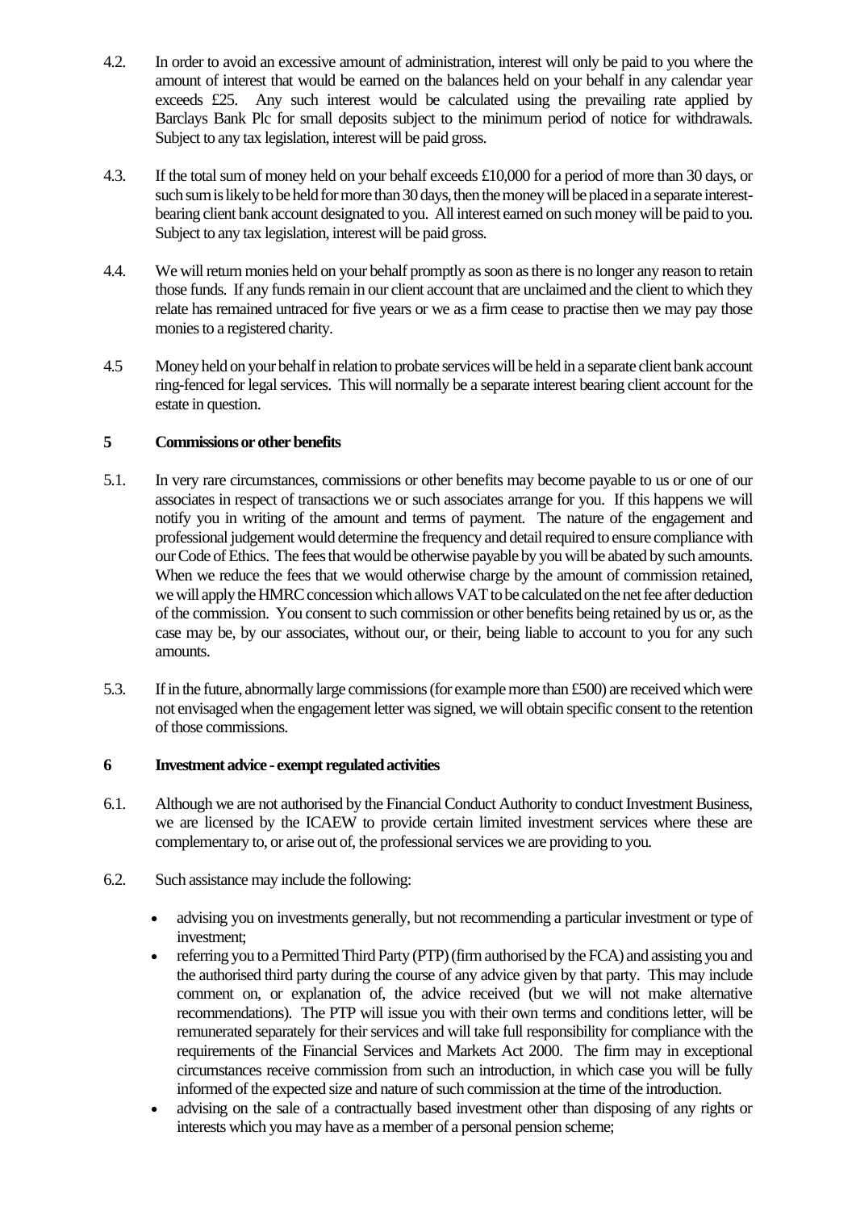4.2. In order to avoid an excessive amount of administration, interest will only be paid to you where the amount of interest that would be earned on the balances held on your behalf in any calendar year exceeds £25. Any such interest would be calculated using the prevailing rate applied by Barclays Bank Plc for small deposits subject to the minimum period of notice for withdrawals. Subject to any tax legislation, interest will be paid gross.

4.3. If the total sum of money held on your behalf exceeds £10,000 for a period of more than 30 days, or such sum is likely to be held for more than 30 days, then the money will be placed in a separate interest-bearing client bank account designated to you. All interest earned on such money will be paid to you. Subject to any tax legislation, interest will be paid gross.

4.4. We will return monies held on your behalf promptly as soon as there is no longer any reason to retain those funds. If any funds remain in our client account that are unclaimed and the client to which they relate has remained untraced for five years or we as a firm cease to practise then we may pay those monies to a registered charity.

4.5 Money held on your behalf in relation to probate services will be held in a separate client bank account ring-fenced for legal services. This will normally be a separate interest bearing client account for the estate in question.

**5 Commissions or other benefits**

5.1. In very rare circumstances, commissions or other benefits may become payable to us or one of our associates in respect of transactions we or such associates arrange for you. If this happens we will notify you in writing of the amount and terms of payment. The nature of the engagement and professional judgement would determine the frequency and detail required to ensure compliance with our Code of Ethics. The fees that would be otherwise payable by you will be abated by such amounts. When we reduce the fees that we would otherwise charge by the amount of commission retained, we will apply the HMRC concession which allows VAT to be calculated on the net fee after deduction of the commission. You consent to such commission or other benefits being retained by us or, as the case may be, by our associates, without our, or their, being liable to account to you for any such amounts.

5.3. If in the future, abnormally large commissions (for example more than £500) are received which were not envisaged when the engagement letter was signed, we will obtain specific consent to the retention of those commissions.

**6 Investment advice - exempt regulated activities**

6.1. Although we are not authorised by the Financial Conduct Authority to conduct Investment Business, we are licensed by the ICAEW to provide certain limited investment services where these are complementary to, or arise out of, the professional services we are providing to you.

6.2. Such assistance may include the following:

- advising you on investments generally, but not recommending a particular investment or type of investment;
- referring you to a Permitted Third Party (PTP) (firm authorised by the FCA) and assisting you and the authorised third party during the course of any advice given by that party. This may include comment on, or explanation of, the advice received (but we will not make alternative recommendations). The PTP will issue you with their own terms and conditions letter, will be remunerated separately for their services and will take full responsibility for compliance with the requirements of the Financial Services and Markets Act 2000. The firm may in exceptional circumstances receive commission from such an introduction, in which case you will be fully informed of the expected size and nature of such commission at the time of the introduction.
- advising on the sale of a contractually based investment other than disposing of any rights or interests which you may have as a member of a personal pension scheme;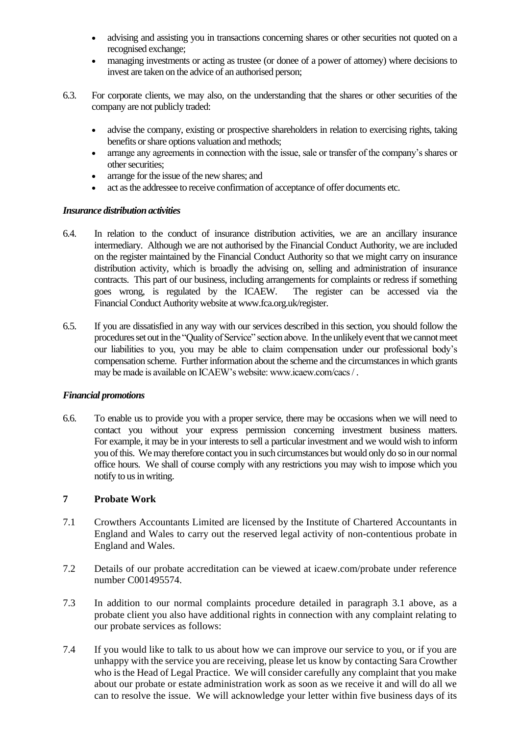- advising and assisting you in transactions concerning shares or other securities not quoted on a recognised exchange;
- managing investments or acting as trustee (or donee of a power of attorney) where decisions to invest are taken on the advice of an authorised person;

6.3. For corporate clients, we may also, on the understanding that the shares or other securities of the company are not publicly traded:

- advise the company, existing or prospective shareholders in relation to exercising rights, taking benefits or share options valuation and methods;
- arrange any agreements in connection with the issue, sale or transfer of the company's shares or other securities;
- arrange for the issue of the new shares; and
- act as the addressee to receive confirmation of acceptance of offer documents etc.

***Insurance distribution activities***

6.4. In relation to the conduct of insurance distribution activities, we are an ancillary insurance intermediary. Although we are not authorised by the Financial Conduct Authority, we are included on the register maintained by the Financial Conduct Authority so that we might carry on insurance distribution activity, which is broadly the advising on, selling and administration of insurance contracts. This part of our business, including arrangements for complaints or redress if something goes wrong, is regulated by the ICAEW. The register can be accessed via the Financial Conduct Authority website at www.fca.org.uk/register.

6.5. If you are dissatisfied in any way with our services described in this section, you should follow the procedures set out in the "Quality of Service" section above. In the unlikely event that we cannot meet our liabilities to you, you may be able to claim compensation under our professional body's compensation scheme. Further information about the scheme and the circumstances in which grants may be made is available on ICAEW's website: www.icaew.com/cacs / .

***Financial promotions***

6.6. To enable us to provide you with a proper service, there may be occasions when we will need to contact you without your express permission concerning investment business matters. For example, it may be in your interests to sell a particular investment and we would wish to inform you of this. We may therefore contact you in such circumstances but would only do so in our normal office hours. We shall of course comply with any restrictions you may wish to impose which you notify to us in writing.

## 7 Probate Work

7.1 Crowthers Accountants Limited are licensed by the Institute of Chartered Accountants in England and Wales to carry out the reserved legal activity of non-contentious probate in England and Wales.

7.2 Details of our probate accreditation can be viewed at icaew.com/probate under reference number C001495574.

7.3 In addition to our normal complaints procedure detailed in paragraph 3.1 above, as a probate client you also have additional rights in connection with any complaint relating to our probate services as follows:

7.4 If you would like to talk to us about how we can improve our service to you, or if you are unhappy with the service you are receiving, please let us know by contacting Sara Crowther who is the Head of Legal Practice. We will consider carefully any complaint that you make about our probate or estate administration work as soon as we receive it and will do all we can to resolve the issue. We will acknowledge your letter within five business days of its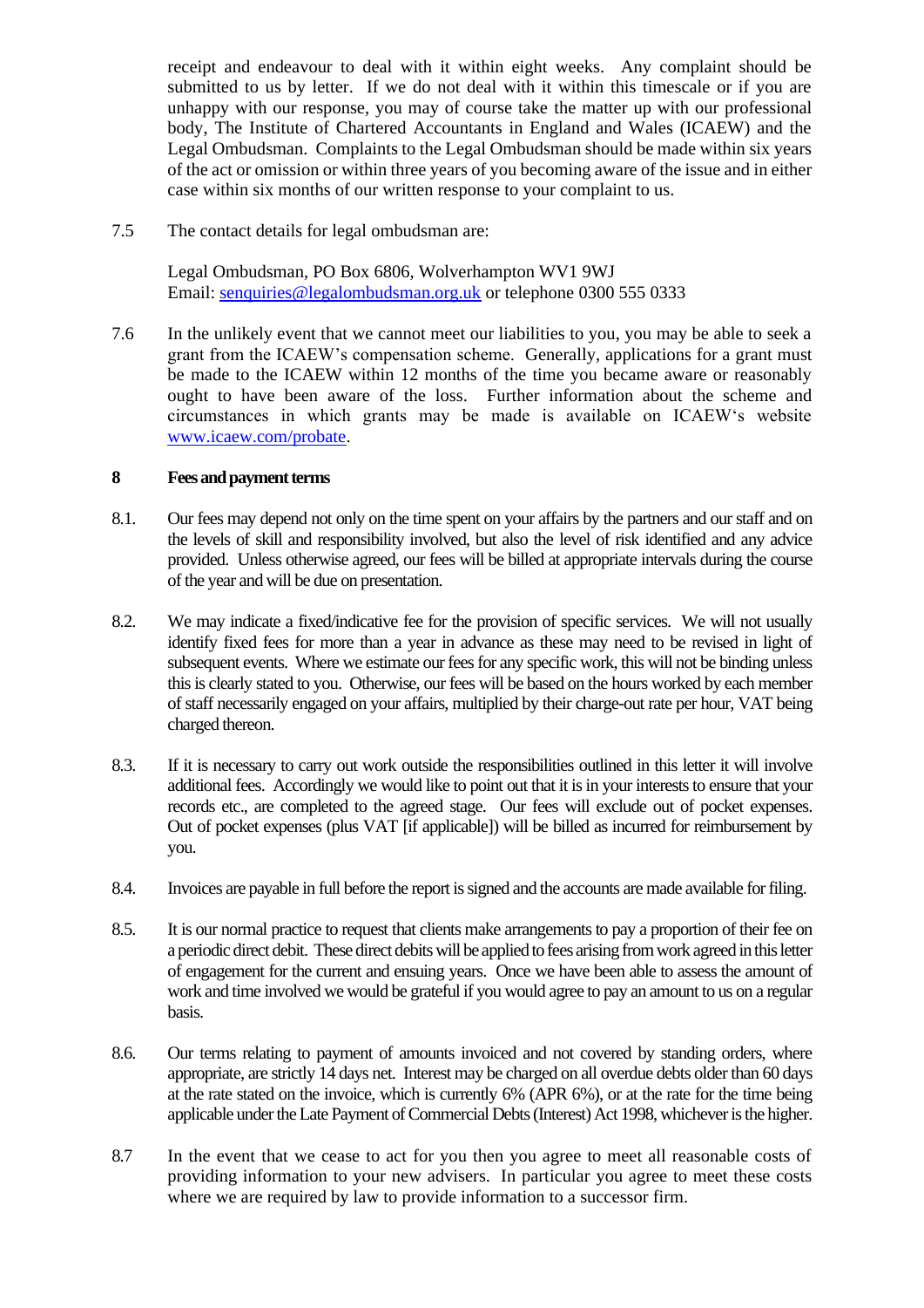receipt and endeavour to deal with it within eight weeks. Any complaint should be submitted to us by letter. If we do not deal with it within this timescale or if you are unhappy with our response, you may of course take the matter up with our professional body, The Institute of Chartered Accountants in England and Wales (ICAEW) and the Legal Ombudsman. Complaints to the Legal Ombudsman should be made within six years of the act or omission or within three years of you becoming aware of the issue and in either case within six months of our written response to your complaint to us.

7.5 The contact details for legal ombudsman are:

Legal Ombudsman, PO Box 6806, Wolverhampton WV1 9WJ
Email: [senquiries@legalombudsman.org.uk](mailto:senquiries@legalombudsman.org.uk) or telephone 0300 555 0333

7.6 In the unlikely event that we cannot meet our liabilities to you, you may be able to seek a grant from the ICAEW's compensation scheme. Generally, applications for a grant must be made to the ICAEW within 12 months of the time you became aware or reasonably ought to have been aware of the loss. Further information about the scheme and circumstances in which grants may be made is available on ICAEW's website [www.icaew.com/probate](http://www.icaew.com/probate).

## 8 Fees and payment terms

8.1. Our fees may depend not only on the time spent on your affairs by the partners and our staff and on the levels of skill and responsibility involved, but also the level of risk identified and any advice provided. Unless otherwise agreed, our fees will be billed at appropriate intervals during the course of the year and will be due on presentation.

8.2. We may indicate a fixed/indicative fee for the provision of specific services. We will not usually identify fixed fees for more than a year in advance as these may need to be revised in light of subsequent events. Where we estimate our fees for any specific work, this will not be binding unless this is clearly stated to you. Otherwise, our fees will be based on the hours worked by each member of staff necessarily engaged on your affairs, multiplied by their charge-out rate per hour, VAT being charged thereon.

8.3. If it is necessary to carry out work outside the responsibilities outlined in this letter it will involve additional fees. Accordingly we would like to point out that it is in your interests to ensure that your records etc., are completed to the agreed stage. Our fees will exclude out of pocket expenses. Out of pocket expenses (plus VAT [if applicable]) will be billed as incurred for reimbursement by you.

8.4. Invoices are payable in full before the report is signed and the accounts are made available for filing.

8.5. It is our normal practice to request that clients make arrangements to pay a proportion of their fee on a periodic direct debit. These direct debits will be applied to fees arising from work agreed in this letter of engagement for the current and ensuing years. Once we have been able to assess the amount of work and time involved we would be grateful if you would agree to pay an amount to us on a regular basis.

8.6. Our terms relating to payment of amounts invoiced and not covered by standing orders, where appropriate, are strictly 14 days net. Interest may be charged on all overdue debts older than 60 days at the rate stated on the invoice, which is currently 6% (APR 6%), or at the rate for the time being applicable under the Late Payment of Commercial Debts (Interest) Act 1998, whichever is the higher.

8.7 In the event that we cease to act for you then you agree to meet all reasonable costs of providing information to your new advisers. In particular you agree to meet these costs where we are required by law to provide information to a successor firm.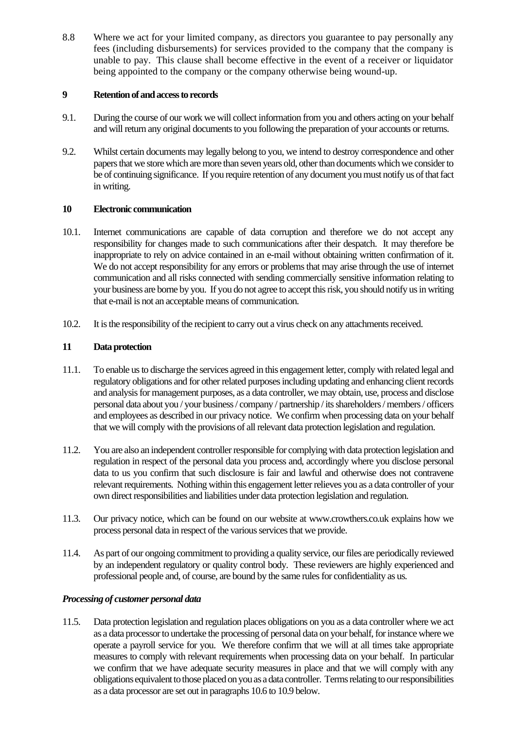8.8 Where we act for your limited company, as directors you guarantee to pay personally any fees (including disbursements) for services provided to the company that the company is unable to pay. This clause shall become effective in the event of a receiver or liquidator being appointed to the company or the company otherwise being wound-up.

## 9 Retention of and access to records

9.1. During the course of our work we will collect information from you and others acting on your behalf and will return any original documents to you following the preparation of your accounts or returns.

9.2. Whilst certain documents may legally belong to you, we intend to destroy correspondence and other papers that we store which are more than seven years old, other than documents which we consider to be of continuing significance. If you require retention of any document you must notify us of that fact in writing.

## 10 Electronic communication

10.1. Internet communications are capable of data corruption and therefore we do not accept any responsibility for changes made to such communications after their despatch. It may therefore be inappropriate to rely on advice contained in an e-mail without obtaining written confirmation of it. We do not accept responsibility for any errors or problems that may arise through the use of internet communication and all risks connected with sending commercially sensitive information relating to your business are borne by you. If you do not agree to accept this risk, you should notify us in writing that e-mail is not an acceptable means of communication.

10.2. It is the responsibility of the recipient to carry out a virus check on any attachments received.

## 11 Data protection

11.1. To enable us to discharge the services agreed in this engagement letter, comply with related legal and regulatory obligations and for other related purposes including updating and enhancing client records and analysis for management purposes, as a data controller, we may obtain, use, process and disclose personal data about you / your business / company / partnership / its shareholders / members / officers and employees as described in our privacy notice. We confirm when processing data on your behalf that we will comply with the provisions of all relevant data protection legislation and regulation.

11.2. You are also an independent controller responsible for complying with data protection legislation and regulation in respect of the personal data you process and, accordingly where you disclose personal data to us you confirm that such disclosure is fair and lawful and otherwise does not contravene relevant requirements. Nothing within this engagement letter relieves you as a data controller of your own direct responsibilities and liabilities under data protection legislation and regulation.

11.3. Our privacy notice, which can be found on our website at www.crowthers.co.uk explains how we process personal data in respect of the various services that we provide.

11.4. As part of our ongoing commitment to providing a quality service, our files are periodically reviewed by an independent regulatory or quality control body. These reviewers are highly experienced and professional people and, of course, are bound by the same rules for confidentiality as us.

### *Processing of customer personal data*

11.5. Data protection legislation and regulation places obligations on you as a data controller where we act as a data processor to undertake the processing of personal data on your behalf, for instance where we operate a payroll service for you. We therefore confirm that we will at all times take appropriate measures to comply with relevant requirements when processing data on your behalf. In particular we confirm that we have adequate security measures in place and that we will comply with any obligations equivalent to those placed on you as a data controller. Terms relating to our responsibilities as a data processor are set out in paragraphs 10.6 to 10.9 below.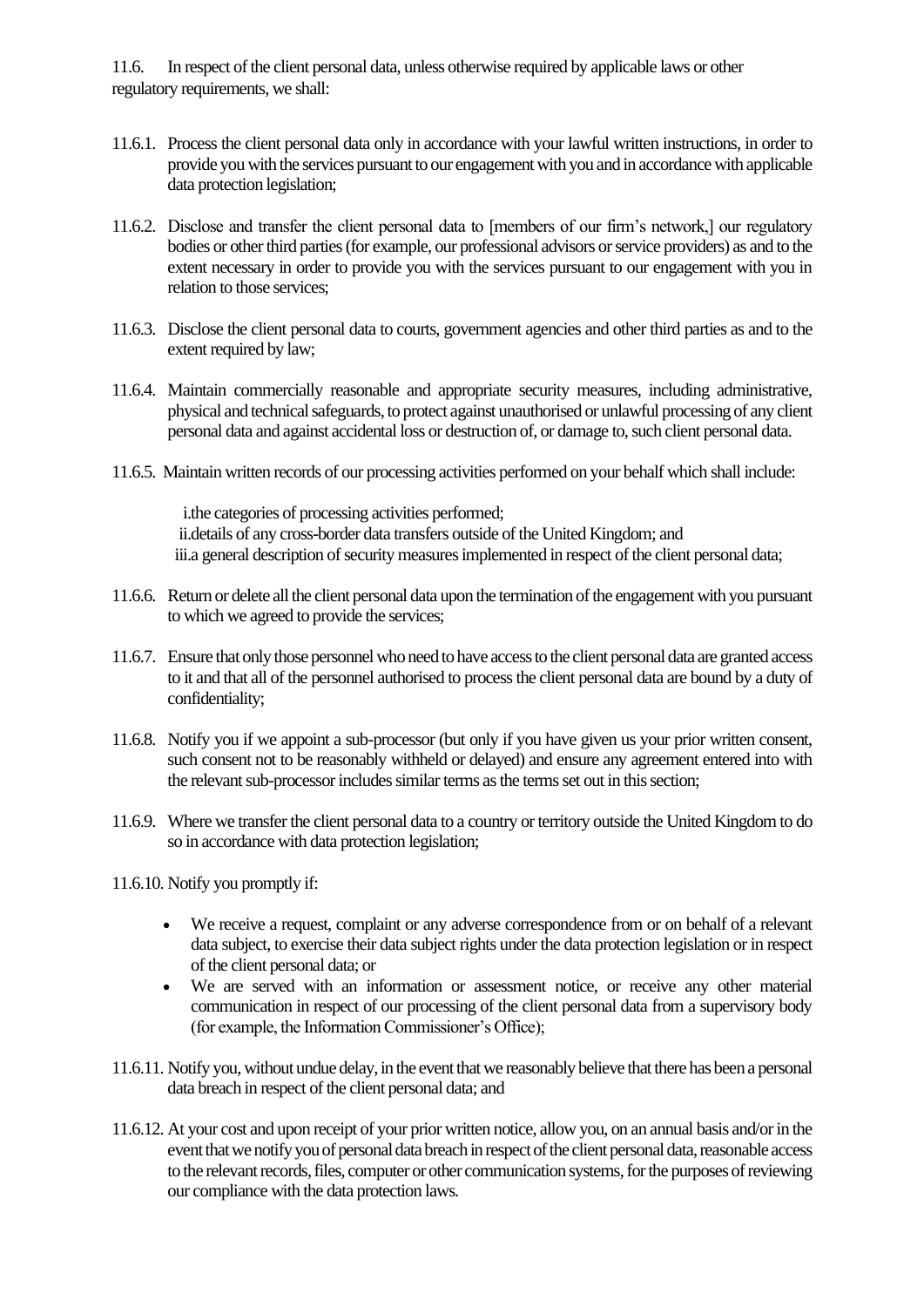11.6. In respect of the client personal data, unless otherwise required by applicable laws or other regulatory requirements, we shall:

11.6.1. Process the client personal data only in accordance with your lawful written instructions, in order to provide you with the services pursuant to our engagement with you and in accordance with applicable data protection legislation;

11.6.2. Disclose and transfer the client personal data to [members of our firm's network,] our regulatory bodies or other third parties (for example, our professional advisors or service providers) as and to the extent necessary in order to provide you with the services pursuant to our engagement with you in relation to those services;

11.6.3. Disclose the client personal data to courts, government agencies and other third parties as and to the extent required by law;

11.6.4. Maintain commercially reasonable and appropriate security measures, including administrative, physical and technical safeguards, to protect against unauthorised or unlawful processing of any client personal data and against accidental loss or destruction of, or damage to, such client personal data.

11.6.5. Maintain written records of our processing activities performed on your behalf which shall include:

i. the categories of processing activities performed;
ii. details of any cross-border data transfers outside of the United Kingdom; and
iii. a general description of security measures implemented in respect of the client personal data;

11.6.6. Return or delete all the client personal data upon the termination of the engagement with you pursuant to which we agreed to provide the services;

11.6.7. Ensure that only those personnel who need to have access to the client personal data are granted access to it and that all of the personnel authorised to process the client personal data are bound by a duty of confidentiality;

11.6.8. Notify you if we appoint a sub-processor (but only if you have given us your prior written consent, such consent not to be reasonably withheld or delayed) and ensure any agreement entered into with the relevant sub-processor includes similar terms as the terms set out in this section;

11.6.9. Where we transfer the client personal data to a country or territory outside the United Kingdom to do so in accordance with data protection legislation;

11.6.10. Notify you promptly if:

- We receive a request, complaint or any adverse correspondence from or on behalf of a relevant data subject, to exercise their data subject rights under the data protection legislation or in respect of the client personal data; or
- We are served with an information or assessment notice, or receive any other material communication in respect of our processing of the client personal data from a supervisory body (for example, the Information Commissioner's Office);

11.6.11. Notify you, without undue delay, in the event that we reasonably believe that there has been a personal data breach in respect of the client personal data; and

11.6.12. At your cost and upon receipt of your prior written notice, allow you, on an annual basis and/or in the event that we notify you of personal data breach in respect of the client personal data, reasonable access to the relevant records, files, computer or other communication systems, for the purposes of reviewing our compliance with the data protection laws.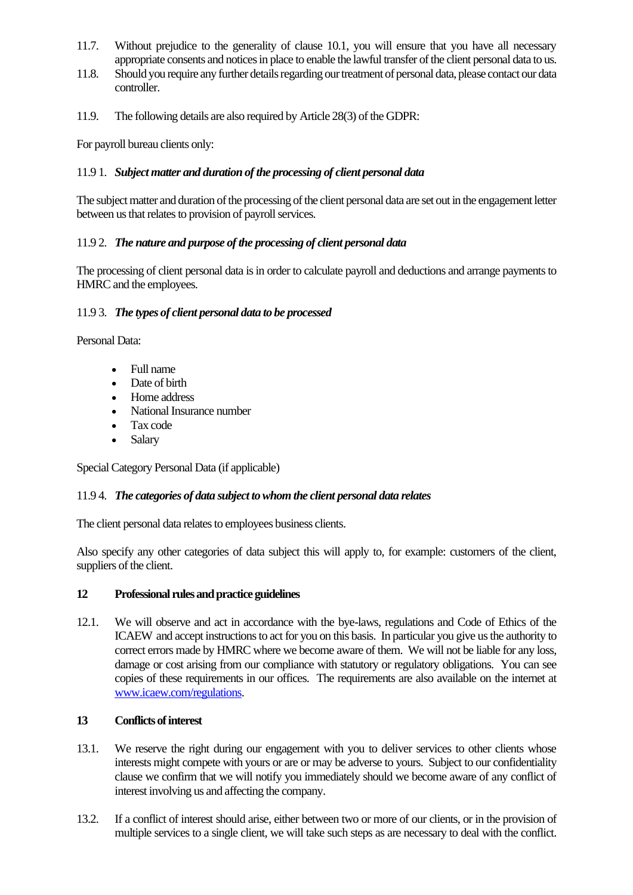11.7. Without prejudice to the generality of clause 10.1, you will ensure that you have all necessary appropriate consents and notices in place to enable the lawful transfer of the client personal data to us.

11.8. Should you require any further details regarding our treatment of personal data, please contact our data controller.

11.9. The following details are also required by Article 28(3) of the GDPR:

For payroll bureau clients only:

11.9 1. ***Subject matter and duration of the processing of client personal data***

The subject matter and duration of the processing of the client personal data are set out in the engagement letter between us that relates to provision of payroll services.

11.9 2. ***The nature and purpose of the processing of client personal data***

The processing of client personal data is in order to calculate payroll and deductions and arrange payments to HMRC and the employees.

11.9 3. ***The types of client personal data to be processed***

Personal Data:

- Full name
- Date of birth
- Home address
- National Insurance number
- Tax code
- Salary

Special Category Personal Data (if applicable)

11.9 4. ***The categories of data subject to whom the client personal data relates***

The client personal data relates to employees business clients.

Also specify any other categories of data subject this will apply to, for example: customers of the client, suppliers of the client.

## 12 Professional rules and practice guidelines

12.1. We will observe and act in accordance with the bye-laws, regulations and Code of Ethics of the ICAEW and accept instructions to act for you on this basis. In particular you give us the authority to correct errors made by HMRC where we become aware of them. We will not be liable for any loss, damage or cost arising from our compliance with statutory or regulatory obligations. You can see copies of these requirements in our offices. The requirements are also available on the internet at [www.icaew.com/regulations](www.icaew.com/regulations).

## 13 Conflicts of interest

13.1. We reserve the right during our engagement with you to deliver services to other clients whose interests might compete with yours or are or may be adverse to yours. Subject to our confidentiality clause we confirm that we will notify you immediately should we become aware of any conflict of interest involving us and affecting the company.

13.2. If a conflict of interest should arise, either between two or more of our clients, or in the provision of multiple services to a single client, we will take such steps as are necessary to deal with the conflict.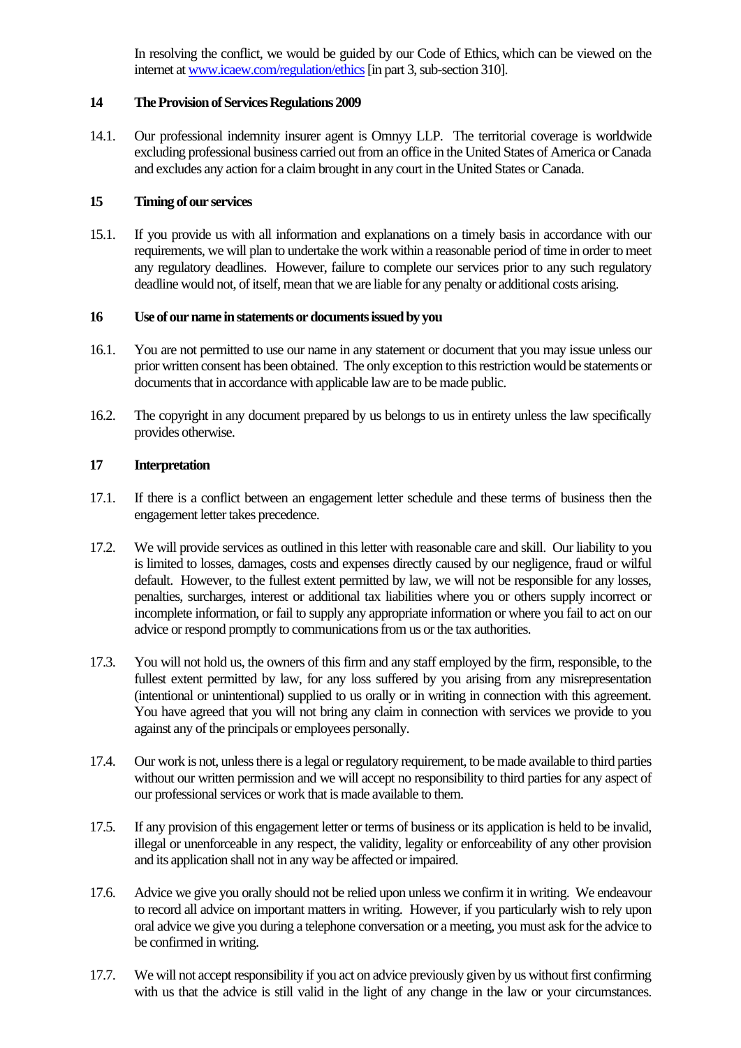In resolving the conflict, we would be guided by our Code of Ethics, which can be viewed on the internet at [www.icaew.com/regulation/ethics](http://www.icaew.com/regulation/ethics) [in part 3, sub-section 310].

## 14 The Provision of Services Regulations 2009

14.1. Our professional indemnity insurer agent is Omnyy LLP. The territorial coverage is worldwide excluding professional business carried out from an office in the United States of America or Canada and excludes any action for a claim brought in any court in the United States or Canada.

## 15 Timing of our services

15.1. If you provide us with all information and explanations on a timely basis in accordance with our requirements, we will plan to undertake the work within a reasonable period of time in order to meet any regulatory deadlines. However, failure to complete our services prior to any such regulatory deadline would not, of itself, mean that we are liable for any penalty or additional costs arising.

## 16 Use of our name in statements or documents issued by you

16.1. You are not permitted to use our name in any statement or document that you may issue unless our prior written consent has been obtained. The only exception to this restriction would be statements or documents that in accordance with applicable law are to be made public.

16.2. The copyright in any document prepared by us belongs to us in entirety unless the law specifically provides otherwise.

## 17 Interpretation

17.1. If there is a conflict between an engagement letter schedule and these terms of business then the engagement letter takes precedence.

17.2. We will provide services as outlined in this letter with reasonable care and skill. Our liability to you is limited to losses, damages, costs and expenses directly caused by our negligence, fraud or wilful default. However, to the fullest extent permitted by law, we will not be responsible for any losses, penalties, surcharges, interest or additional tax liabilities where you or others supply incorrect or incomplete information, or fail to supply any appropriate information or where you fail to act on our advice or respond promptly to communications from us or the tax authorities.

17.3. You will not hold us, the owners of this firm and any staff employed by the firm, responsible, to the fullest extent permitted by law, for any loss suffered by you arising from any misrepresentation (intentional or unintentional) supplied to us orally or in writing in connection with this agreement. You have agreed that you will not bring any claim in connection with services we provide to you against any of the principals or employees personally.

17.4. Our work is not, unless there is a legal or regulatory requirement, to be made available to third parties without our written permission and we will accept no responsibility to third parties for any aspect of our professional services or work that is made available to them.

17.5. If any provision of this engagement letter or terms of business or its application is held to be invalid, illegal or unenforceable in any respect, the validity, legality or enforceability of any other provision and its application shall not in any way be affected or impaired.

17.6. Advice we give you orally should not be relied upon unless we confirm it in writing. We endeavour to record all advice on important matters in writing. However, if you particularly wish to rely upon oral advice we give you during a telephone conversation or a meeting, you must ask for the advice to be confirmed in writing.

17.7. We will not accept responsibility if you act on advice previously given by us without first confirming with us that the advice is still valid in the light of any change in the law or your circumstances.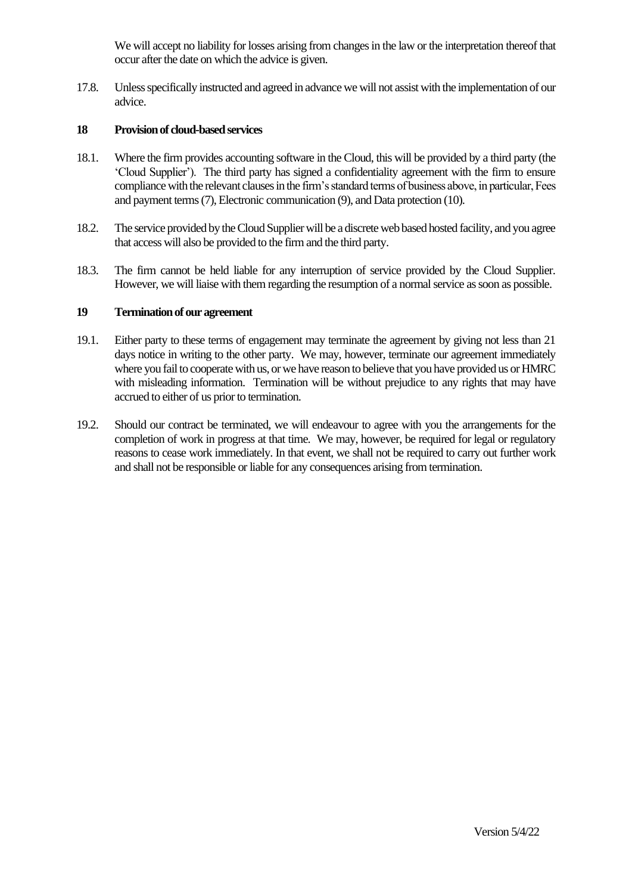We will accept no liability for losses arising from changes in the law or the interpretation thereof that occur after the date on which the advice is given.

17.8. Unless specifically instructed and agreed in advance we will not assist with the implementation of our advice.

## 18 Provision of cloud-based services

18.1. Where the firm provides accounting software in the Cloud, this will be provided by a third party (the 'Cloud Supplier'). The third party has signed a confidentiality agreement with the firm to ensure compliance with the relevant clauses in the firm's standard terms of business above, in particular, Fees and payment terms (7), Electronic communication (9), and Data protection (10).

18.2. The service provided by the Cloud Supplier will be a discrete web based hosted facility, and you agree that access will also be provided to the firm and the third party.

18.3. The firm cannot be held liable for any interruption of service provided by the Cloud Supplier. However, we will liaise with them regarding the resumption of a normal service as soon as possible.

## 19 Termination of our agreement

19.1. Either party to these terms of engagement may terminate the agreement by giving not less than 21 days notice in writing to the other party. We may, however, terminate our agreement immediately where you fail to cooperate with us, or we have reason to believe that you have provided us or HMRC with misleading information. Termination will be without prejudice to any rights that may have accrued to either of us prior to termination.

19.2. Should our contract be terminated, we will endeavour to agree with you the arrangements for the completion of work in progress at that time. We may, however, be required for legal or regulatory reasons to cease work immediately. In that event, we shall not be required to carry out further work and shall not be responsible or liable for any consequences arising from termination.

Version 5/4/22